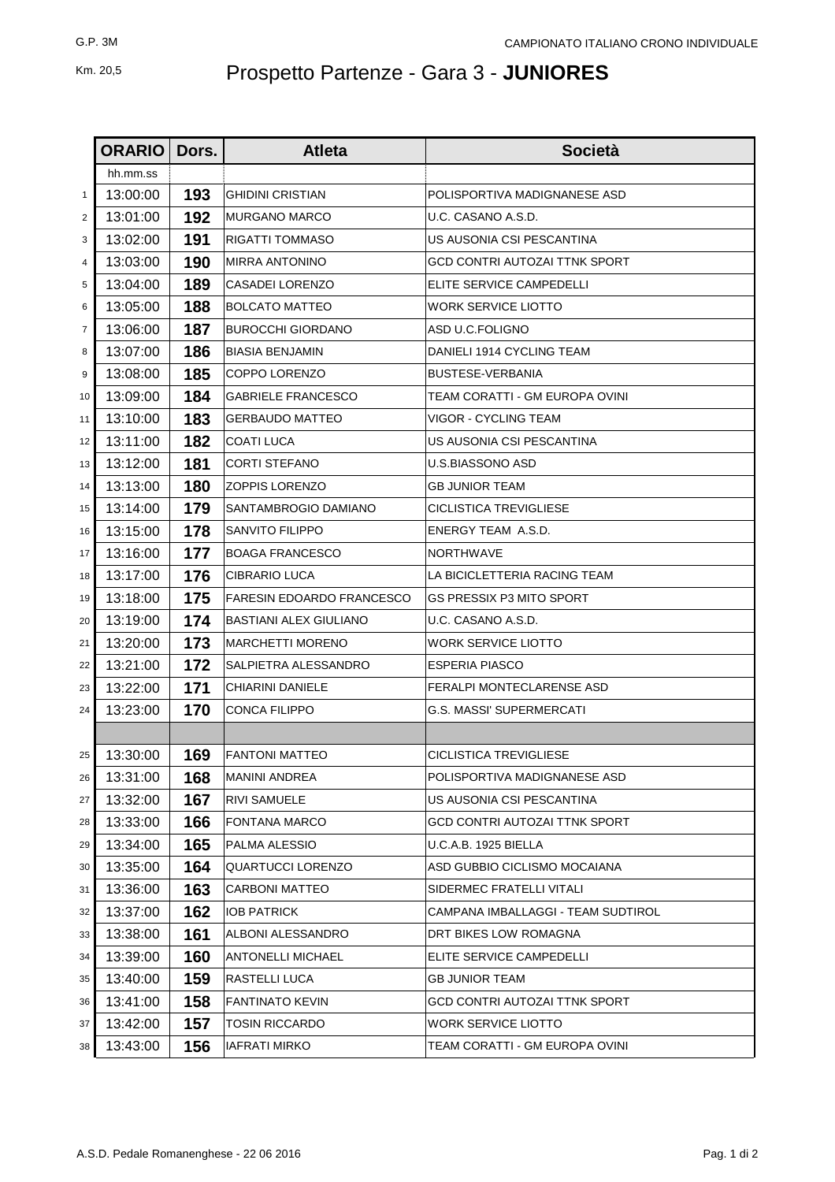G.P. 3M

CAMPIONATO ITALIANO CRONO INDIVIDUALE

Km. 20,5

# Prospetto Partenze - Gara 3 - **JUNIORES**

| | ORARIO | Dors. | Atleta | Società |
|---|---|---|---|---|
| | hh.mm.ss | | | |
| 1 | 13:00:00 | 193 | GHIDINI CRISTIAN | POLISPORTIVA MADIGNANESE ASD |
| 2 | 13:01:00 | 192 | MURGANO MARCO | U.C. CASANO A.S.D. |
| 3 | 13:02:00 | 191 | RIGATTI TOMMASO | US AUSONIA CSI PESCANTINA |
| 4 | 13:03:00 | 190 | MIRRA ANTONINO | GCD CONTRI AUTOZAI TTNK SPORT |
| 5 | 13:04:00 | 189 | CASADEI LORENZO | ELITE SERVICE CAMPEDELLI |
| 6 | 13:05:00 | 188 | BOLCATO MATTEO | WORK SERVICE LIOTTO |
| 7 | 13:06:00 | 187 | BUROCCHI GIORDANO | ASD U.C.FOLIGNO |
| 8 | 13:07:00 | 186 | BIASIA BENJAMIN | DANIELI 1914 CYCLING TEAM |
| 9 | 13:08:00 | 185 | COPPO LORENZO | BUSTESE-VERBANIA |
| 10 | 13:09:00 | 184 | GABRIELE FRANCESCO | TEAM CORATTI - GM EUROPA OVINI |
| 11 | 13:10:00 | 183 | GERBAUDO MATTEO | VIGOR - CYCLING TEAM |
| 12 | 13:11:00 | 182 | COATI LUCA | US AUSONIA CSI PESCANTINA |
| 13 | 13:12:00 | 181 | CORTI STEFANO | U.S.BIASSONO ASD |
| 14 | 13:13:00 | 180 | ZOPPIS LORENZO | GB JUNIOR TEAM |
| 15 | 13:14:00 | 179 | SANTAMBROGIO DAMIANO | CICLISTICA TREVIGLIESE |
| 16 | 13:15:00 | 178 | SANVITO FILIPPO | ENERGY TEAM A.S.D. |
| 17 | 13:16:00 | 177 | BOAGA FRANCESCO | NORTHWAVE |
| 18 | 13:17:00 | 176 | CIBRARIO LUCA | LA BICICLETTERIA RACING TEAM |
| 19 | 13:18:00 | 175 | FARESIN EDOARDO FRANCESCO | GS PRESSIX P3 MITO SPORT |
| 20 | 13:19:00 | 174 | BASTIANI ALEX GIULIANO | U.C. CASANO A.S.D. |
| 21 | 13:20:00 | 173 | MARCHETTI MORENO | WORK SERVICE LIOTTO |
| 22 | 13:21:00 | 172 | SALPIETRA ALESSANDRO | ESPERIA PIASCO |
| 23 | 13:22:00 | 171 | CHIARINI DANIELE | FERALPI MONTECLARENSE ASD |
| 24 | 13:23:00 | 170 | CONCA FILIPPO | G.S. MASSI' SUPERMERCATI |
| | | | | |
| 25 | 13:30:00 | 169 | FANTONI MATTEO | CICLISTICA TREVIGLIESE |
| 26 | 13:31:00 | 168 | MANINI ANDREA | POLISPORTIVA MADIGNANESE ASD |
| 27 | 13:32:00 | 167 | RIVI SAMUELE | US AUSONIA CSI PESCANTINA |
| 28 | 13:33:00 | 166 | FONTANA MARCO | GCD CONTRI AUTOZAI TTNK SPORT |
| 29 | 13:34:00 | 165 | PALMA ALESSIO | U.C.A.B. 1925 BIELLA |
| 30 | 13:35:00 | 164 | QUARTUCCI LORENZO | ASD GUBBIO CICLISMO MOCAIANA |
| 31 | 13:36:00 | 163 | CARBONI MATTEO | SIDERMEC FRATELLI VITALI |
| 32 | 13:37:00 | 162 | IOB PATRICK | CAMPANA IMBALLAGGI - TEAM SUDTIROL |
| 33 | 13:38:00 | 161 | ALBONI ALESSANDRO | DRT BIKES LOW ROMAGNA |
| 34 | 13:39:00 | 160 | ANTONELLI MICHAEL | ELITE SERVICE CAMPEDELLI |
| 35 | 13:40:00 | 159 | RASTELLI LUCA | GB JUNIOR TEAM |
| 36 | 13:41:00 | 158 | FANTINATO KEVIN | GCD CONTRI AUTOZAI TTNK SPORT |
| 37 | 13:42:00 | 157 | TOSIN RICCARDO | WORK SERVICE LIOTTO |
| 38 | 13:43:00 | 156 | IAFRATI MIRKO | TEAM CORATTI - GM EUROPA OVINI |

A.S.D. Pedale Romanenghese - 22 06 2016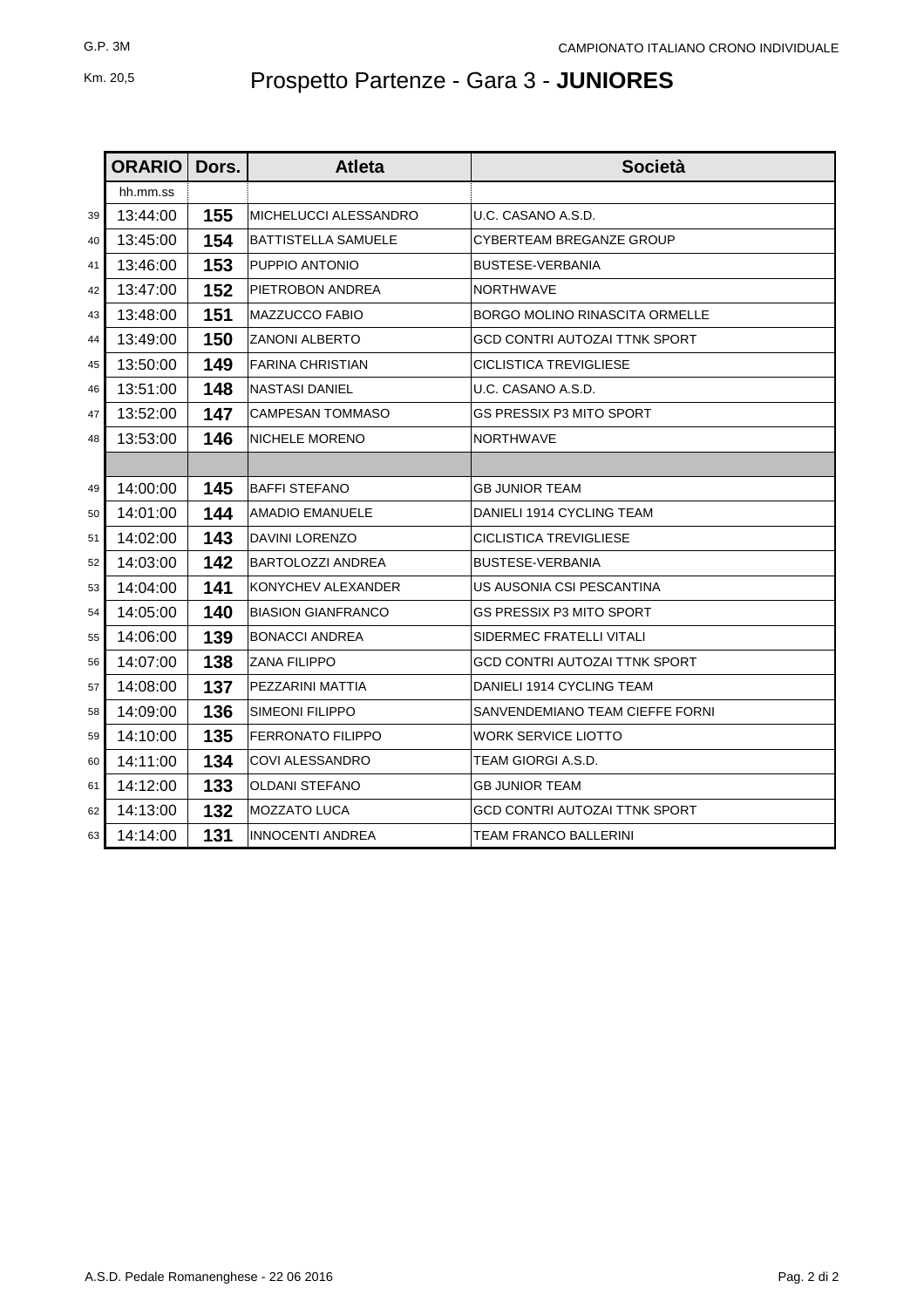G.P. 3M

CAMPIONATO ITALIANO CRONO INDIVIDUALE

Km. 20,5

# Prospetto Partenze - Gara 3 - **JUNIORES**

| | ORARIO | Dors. | Atleta | Società |
|---|---|---|---|---|
| | hh.mm.ss | | | |
| 39 | 13:44:00 | **155** | MICHELUCCI ALESSANDRO | U.C. CASANO A.S.D. |
| 40 | 13:45:00 | **154** | BATTISTELLA SAMUELE | CYBERTEAM BREGANZE GROUP |
| 41 | 13:46:00 | **153** | PUPPIO ANTONIO | BUSTESE-VERBANIA |
| 42 | 13:47:00 | **152** | PIETROBON ANDREA | NORTHWAVE |
| 43 | 13:48:00 | **151** | MAZZUCCO FABIO | BORGO MOLINO RINASCITA ORMELLE |
| 44 | 13:49:00 | **150** | ZANONI ALBERTO | GCD CONTRI AUTOZAI TTNK SPORT |
| 45 | 13:50:00 | **149** | FARINA CHRISTIAN | CICLISTICA TREVIGLIESE |
| 46 | 13:51:00 | **148** | NASTASI DANIEL | U.C. CASANO A.S.D. |
| 47 | 13:52:00 | **147** | CAMPESAN TOMMASO | GS PRESSIX P3 MITO SPORT |
| 48 | 13:53:00 | **146** | NICHELE MORENO | NORTHWAVE |
| | | | | |
| 49 | 14:00:00 | **145** | BAFFI STEFANO | GB JUNIOR TEAM |
| 50 | 14:01:00 | **144** | AMADIO EMANUELE | DANIELI 1914 CYCLING TEAM |
| 51 | 14:02:00 | **143** | DAVINI LORENZO | CICLISTICA TREVIGLIESE |
| 52 | 14:03:00 | **142** | BARTOLOZZI ANDREA | BUSTESE-VERBANIA |
| 53 | 14:04:00 | **141** | KONYCHEV ALEXANDER | US AUSONIA CSI PESCANTINA |
| 54 | 14:05:00 | **140** | BIASION GIANFRANCO | GS PRESSIX P3 MITO SPORT |
| 55 | 14:06:00 | **139** | BONACCI ANDREA | SIDERMEC FRATELLI VITALI |
| 56 | 14:07:00 | **138** | ZANA FILIPPO | GCD CONTRI AUTOZAI TTNK SPORT |
| 57 | 14:08:00 | **137** | PEZZARINI MATTIA | DANIELI 1914 CYCLING TEAM |
| 58 | 14:09:00 | **136** | SIMEONI FILIPPO | SANVENDEMIANO TEAM CIEFFE FORNI |
| 59 | 14:10:00 | **135** | FERRONATO FILIPPO | WORK SERVICE LIOTTO |
| 60 | 14:11:00 | **134** | COVI ALESSANDRO | TEAM GIORGI A.S.D. |
| 61 | 14:12:00 | **133** | OLDANI STEFANO | GB JUNIOR TEAM |
| 62 | 14:13:00 | **132** | MOZZATO LUCA | GCD CONTRI AUTOZAI TTNK SPORT |
| 63 | 14:14:00 | **131** | INNOCENTI ANDREA | TEAM FRANCO BALLERINI |

A.S.D. Pedale Romanenghese - 22 06 2016